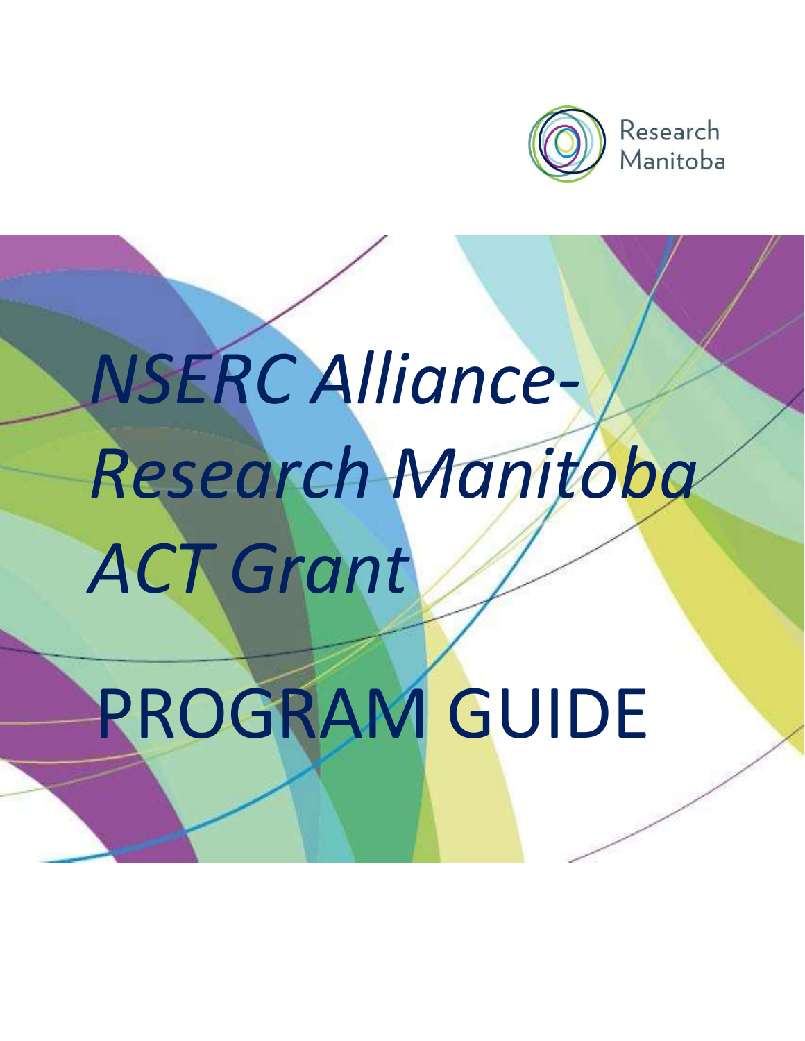Research Manitoba

# *NSERC Alliance-Research Manitoba ACT Grant*

# PROGRAM GUIDE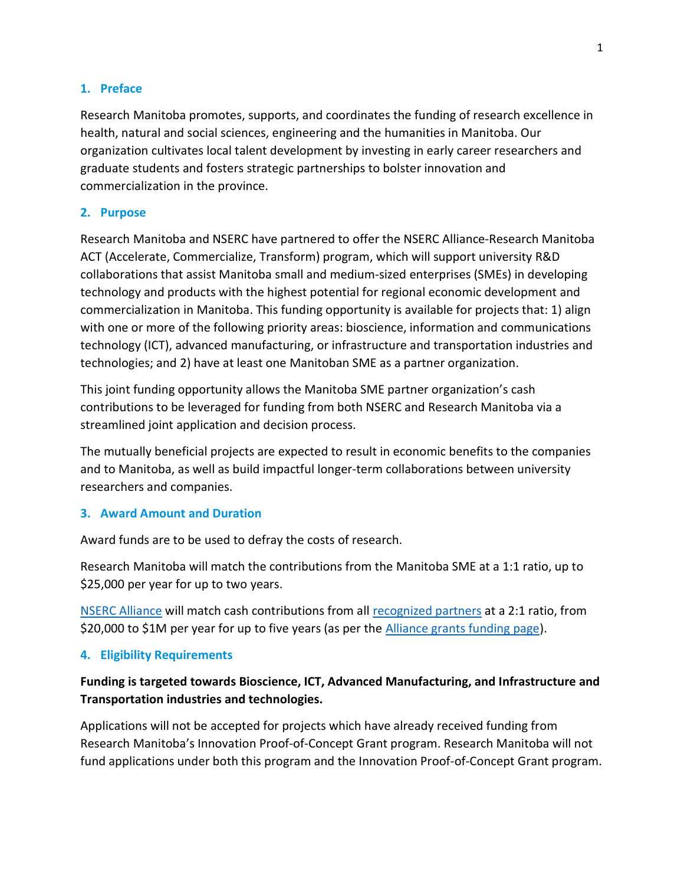## 1. Preface

Research Manitoba promotes, supports, and coordinates the funding of research excellence in health, natural and social sciences, engineering and the humanities in Manitoba. Our organization cultivates local talent development by investing in early career researchers and graduate students and fosters strategic partnerships to bolster innovation and commercialization in the province.

## 2. Purpose

Research Manitoba and NSERC have partnered to offer the NSERC Alliance-Research Manitoba ACT (Accelerate, Commercialize, Transform) program, which will support university R&D collaborations that assist Manitoba small and medium-sized enterprises (SMEs) in developing technology and products with the highest potential for regional economic development and commercialization in Manitoba. This funding opportunity is available for projects that: 1) align with one or more of the following priority areas: bioscience, information and communications technology (ICT), advanced manufacturing, or infrastructure and transportation industries and technologies; and 2) have at least one Manitoban SME as a partner organization.

This joint funding opportunity allows the Manitoba SME partner organization's cash contributions to be leveraged for funding from both NSERC and Research Manitoba via a streamlined joint application and decision process.

The mutually beneficial projects are expected to result in economic benefits to the companies and to Manitoba, as well as build impactful longer-term collaborations between university researchers and companies.

## 3. Award Amount and Duration

Award funds are to be used to defray the costs of research.

Research Manitoba will match the contributions from the Manitoba SME at a 1:1 ratio, up to $25,000 per year for up to two years.

NSERC Alliance will match cash contributions from all recognized partners at a 2:1 ratio, from $20,000 to $1M per year for up to five years (as per the Alliance grants funding page).

## 4. Eligibility Requirements

**Funding is targeted towards Bioscience, ICT, Advanced Manufacturing, and Infrastructure and Transportation industries and technologies.**

Applications will not be accepted for projects which have already received funding from Research Manitoba's Innovation Proof-of-Concept Grant program. Research Manitoba will not fund applications under both this program and the Innovation Proof-of-Concept Grant program.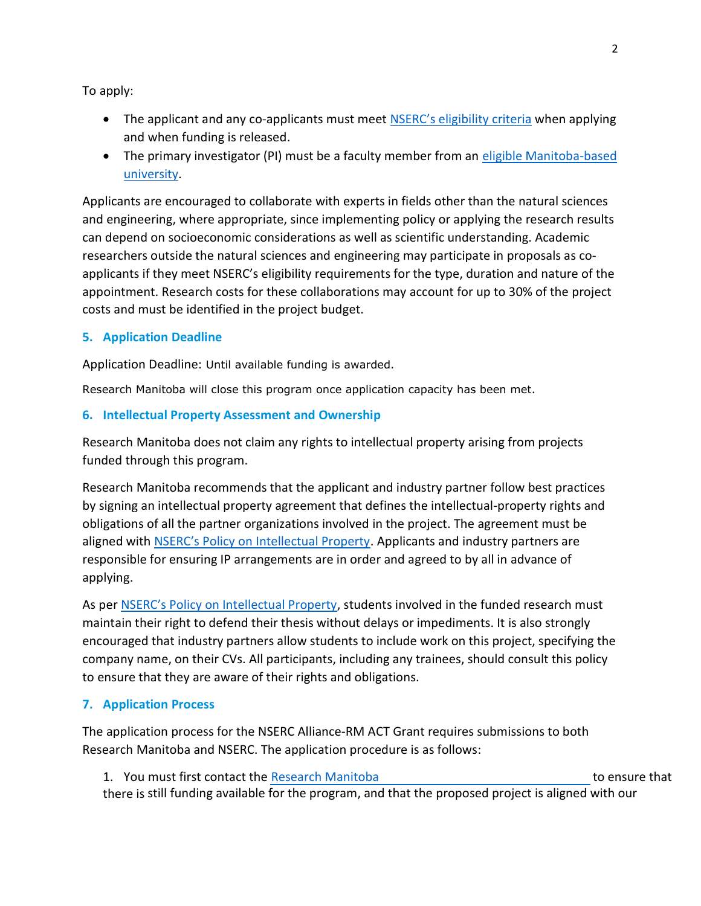To apply:

- The applicant and any co-applicants must meet NSERC's eligibility criteria when applying and when funding is released.
- The primary investigator (PI) must be a faculty member from an eligible Manitoba-based university.

Applicants are encouraged to collaborate with experts in fields other than the natural sciences and engineering, where appropriate, since implementing policy or applying the research results can depend on socioeconomic considerations as well as scientific understanding. Academic researchers outside the natural sciences and engineering may participate in proposals as co-applicants if they meet NSERC's eligibility requirements for the type, duration and nature of the appointment. Research costs for these collaborations may account for up to 30% of the project costs and must be identified in the project budget.

### 5. Application Deadline

Application Deadline: Until available funding is awarded.

Research Manitoba will close this program once application capacity has been met.

### 6. Intellectual Property Assessment and Ownership

Research Manitoba does not claim any rights to intellectual property arising from projects funded through this program.

Research Manitoba recommends that the applicant and industry partner follow best practices by signing an intellectual property agreement that defines the intellectual-property rights and obligations of all the partner organizations involved in the project. The agreement must be aligned with NSERC's Policy on Intellectual Property. Applicants and industry partners are responsible for ensuring IP arrangements are in order and agreed to by all in advance of applying.

As per NSERC's Policy on Intellectual Property, students involved in the funded research must maintain their right to defend their thesis without delays or impediments. It is also strongly encouraged that industry partners allow students to include work on this project, specifying the company name, on their CVs. All participants, including any trainees, should consult this policy to ensure that they are aware of their rights and obligations.

### 7. Application Process

The application process for the NSERC Alliance-RM ACT Grant requires submissions to both Research Manitoba and NSERC. The application procedure is as follows:

1. You must first contact the Research Manitoba to ensure that there is still funding available for the program, and that the proposed project is aligned with our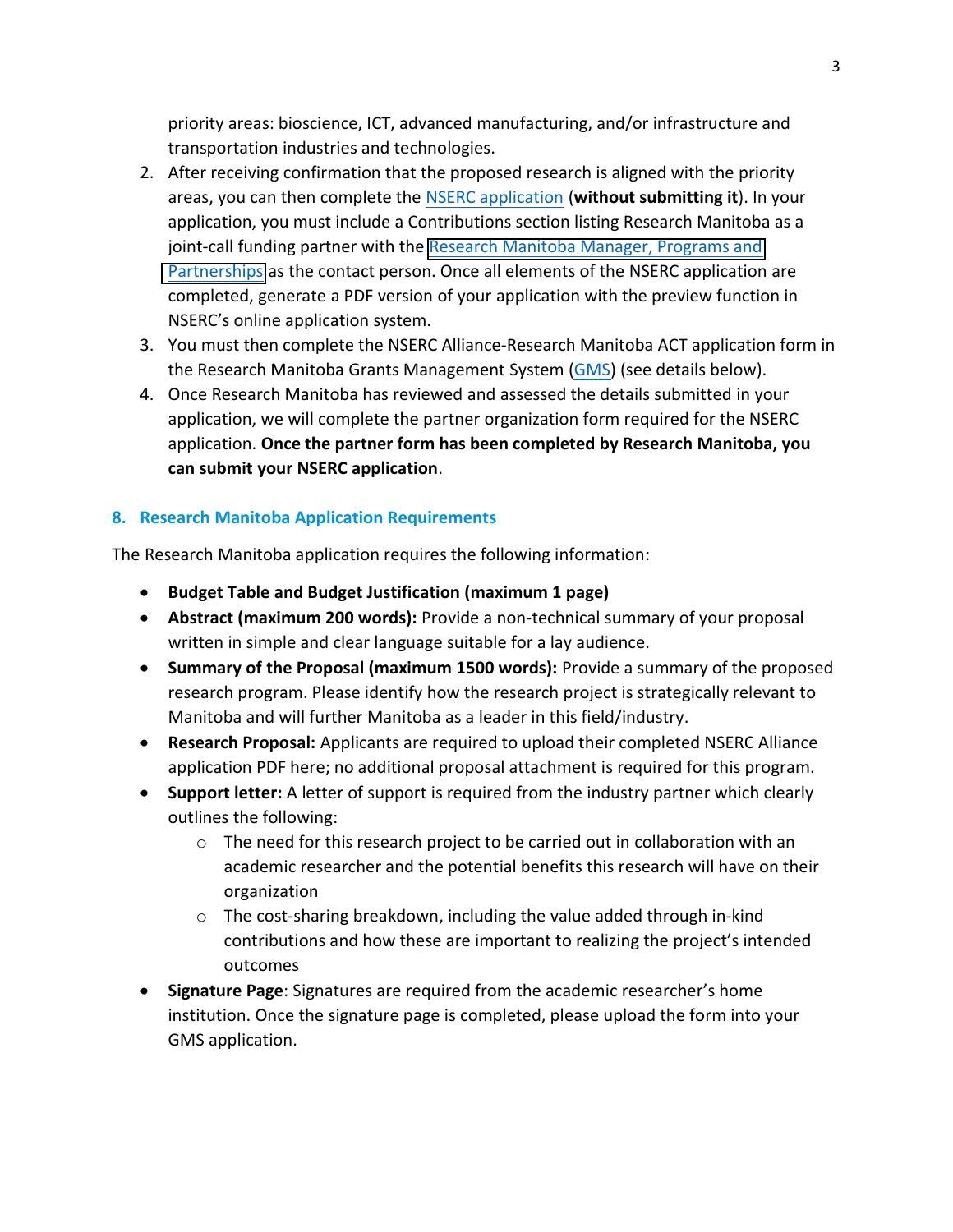priority areas: bioscience, ICT, advanced manufacturing, and/or infrastructure and transportation industries and technologies.

2. After receiving confirmation that the proposed research is aligned with the priority areas, you can then complete the NSERC application (**without submitting it**). In your application, you must include a Contributions section listing Research Manitoba as a joint-call funding partner with the Research Manitoba Manager, Programs and Partnerships as the contact person. Once all elements of the NSERC application are completed, generate a PDF version of your application with the preview function in NSERC's online application system.
3. You must then complete the NSERC Alliance-Research Manitoba ACT application form in the Research Manitoba Grants Management System (GMS) (see details below).
4. Once Research Manitoba has reviewed and assessed the details submitted in your application, we will complete the partner organization form required for the NSERC application. **Once the partner form has been completed by Research Manitoba, you can submit your NSERC application**.

## 8. Research Manitoba Application Requirements

The Research Manitoba application requires the following information:

- **Budget Table and Budget Justification (maximum 1 page)**
- **Abstract (maximum 200 words):** Provide a non-technical summary of your proposal written in simple and clear language suitable for a lay audience.
- **Summary of the Proposal (maximum 1500 words):** Provide a summary of the proposed research program. Please identify how the research project is strategically relevant to Manitoba and will further Manitoba as a leader in this field/industry.
- **Research Proposal:** Applicants are required to upload their completed NSERC Alliance application PDF here; no additional proposal attachment is required for this program.
- **Support letter:** A letter of support is required from the industry partner which clearly outlines the following:
  - The need for this research project to be carried out in collaboration with an academic researcher and the potential benefits this research will have on their organization
  - The cost-sharing breakdown, including the value added through in-kind contributions and how these are important to realizing the project's intended outcomes
- **Signature Page**: Signatures are required from the academic researcher's home institution. Once the signature page is completed, please upload the form into your GMS application.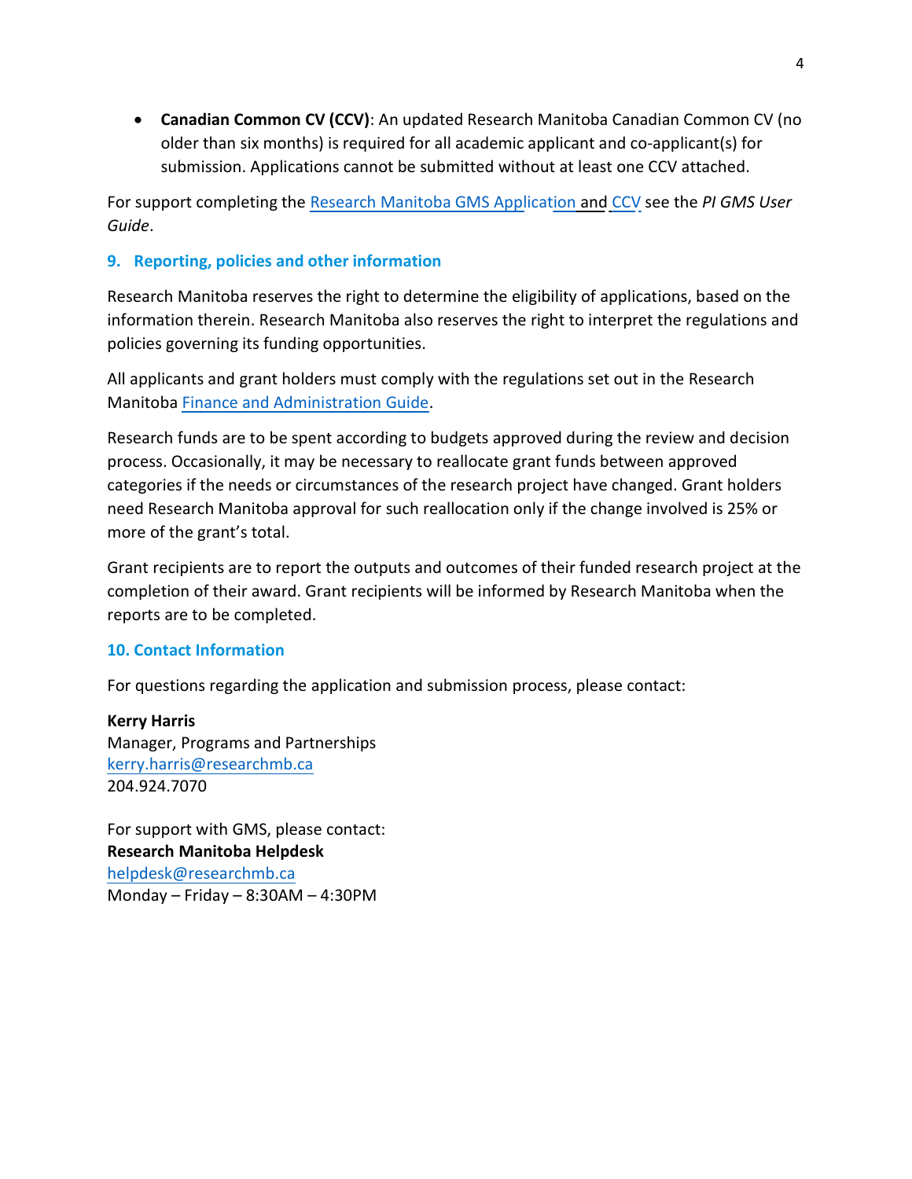- **Canadian Common CV (CCV)**: An updated Research Manitoba Canadian Common CV (no older than six months) is required for all academic applicant and co-applicant(s) for submission. Applications cannot be submitted without at least one CCV attached.

For support completing the Research Manitoba GMS Application and CCV see the *PI GMS User Guide*.

## 9. Reporting, policies and other information

Research Manitoba reserves the right to determine the eligibility of applications, based on the information therein. Research Manitoba also reserves the right to interpret the regulations and policies governing its funding opportunities.

All applicants and grant holders must comply with the regulations set out in the Research Manitoba Finance and Administration Guide.

Research funds are to be spent according to budgets approved during the review and decision process. Occasionally, it may be necessary to reallocate grant funds between approved categories if the needs or circumstances of the research project have changed. Grant holders need Research Manitoba approval for such reallocation only if the change involved is 25% or more of the grant's total.

Grant recipients are to report the outputs and outcomes of their funded research project at the completion of their award. Grant recipients will be informed by Research Manitoba when the reports are to be completed.

## 10. Contact Information

For questions regarding the application and submission process, please contact:

**Kerry Harris**
Manager, Programs and Partnerships
kerry.harris@researchmb.ca
204.924.7070

For support with GMS, please contact:
**Research Manitoba Helpdesk**
helpdesk@researchmb.ca
Monday – Friday – 8:30AM – 4:30PM